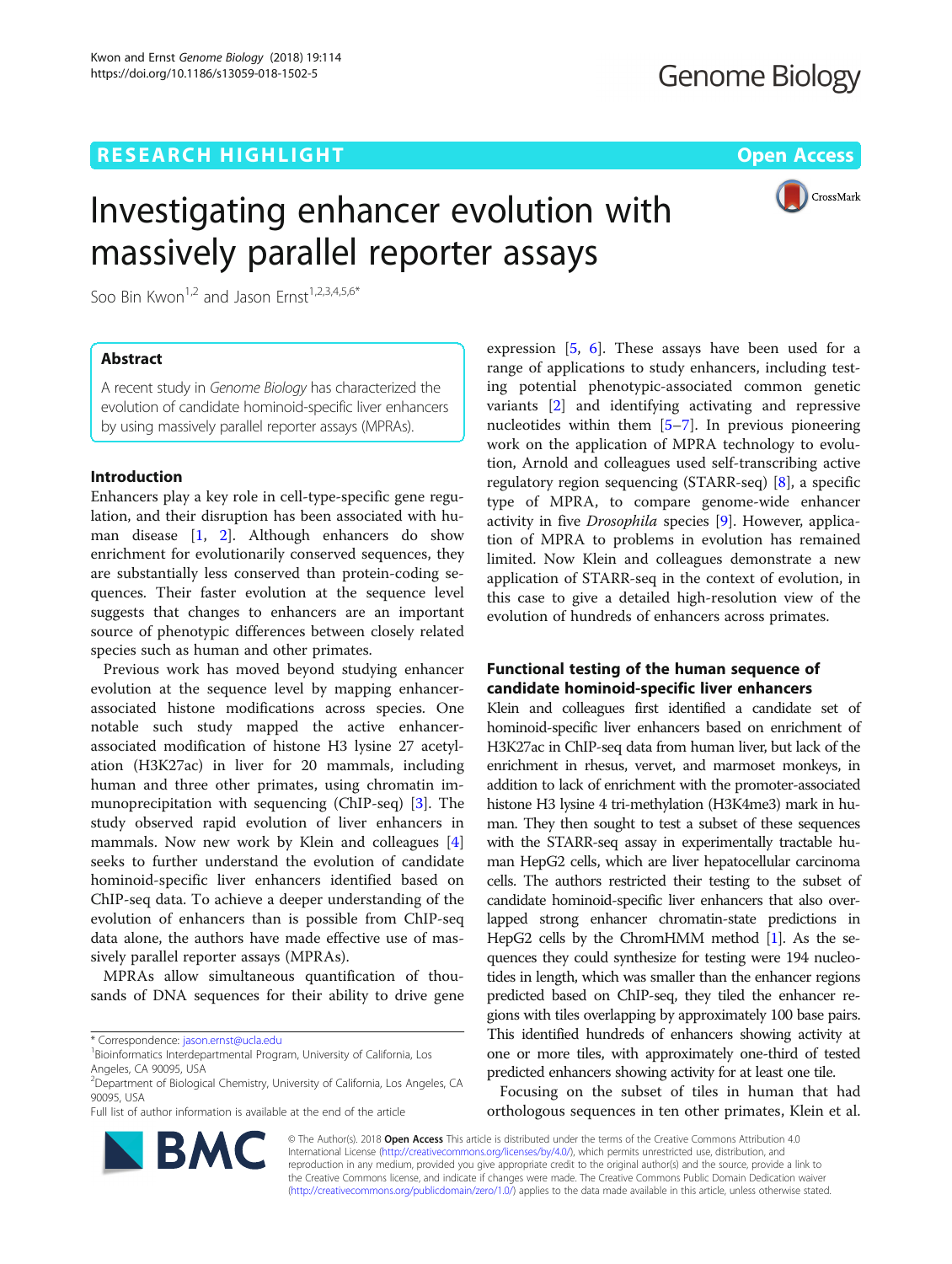RESEARCH HIGHLIGHT

Open Access

# Investigating enhancer evolution with massively parallel reporter assays

Soo Bin Kwon[1,2] and Jason Ernst[1,2,3,4,5,6*]

## Abstract

A recent study in *Genome Biology* has characterized the evolution of candidate hominoid-specific liver enhancers by using massively parallel reporter assays (MPRAs).

## Introduction

Enhancers play a key role in cell-type-specific gene regulation, and their disruption has been associated with human disease [1, 2]. Although enhancers do show enrichment for evolutionarily conserved sequences, they are substantially less conserved than protein-coding sequences. Their faster evolution at the sequence level suggests that changes to enhancers are an important source of phenotypic differences between closely related species such as human and other primates.

Previous work has moved beyond studying enhancer evolution at the sequence level by mapping enhancer-associated histone modifications across species. One notable such study mapped the active enhancer-associated modification of histone H3 lysine 27 acetylation (H3K27ac) in liver for 20 mammals, including human and three other primates, using chromatin immunoprecipitation with sequencing (ChIP-seq) [3]. The study observed rapid evolution of liver enhancers in mammals. Now new work by Klein and colleagues [4] seeks to further understand the evolution of candidate hominoid-specific liver enhancers identified based on ChIP-seq data. To achieve a deeper understanding of the evolution of enhancers than is possible from ChIP-seq data alone, the authors have made effective use of massively parallel reporter assays (MPRAs).

MPRAs allow simultaneous quantification of thousands of DNA sequences for their ability to drive gene expression [5, 6]. These assays have been used for a range of applications to study enhancers, including testing potential phenotypic-associated common genetic variants [2] and identifying activating and repressive nucleotides within them [5–7]. In previous pioneering work on the application of MPRA technology to evolution, Arnold and colleagues used self-transcribing active regulatory region sequencing (STARR-seq) [8], a specific type of MPRA, to compare genome-wide enhancer activity in five *Drosophila* species [9]. However, application of MPRA to problems in evolution has remained limited. Now Klein and colleagues demonstrate a new application of STARR-seq in the context of evolution, in this case to give a detailed high-resolution view of the evolution of hundreds of enhancers across primates.

## Functional testing of the human sequence of candidate hominoid-specific liver enhancers

Klein and colleagues first identified a candidate set of hominoid-specific liver enhancers based on enrichment of H3K27ac in ChIP-seq data from human liver, but lack of the enrichment in rhesus, vervet, and marmoset monkeys, in addition to lack of enrichment with the promoter-associated histone H3 lysine 4 tri-methylation (H3K4me3) mark in human. They then sought to test a subset of these sequences with the STARR-seq assay in experimentally tractable human HepG2 cells, which are liver hepatocellular carcinoma cells. The authors restricted their testing to the subset of candidate hominoid-specific liver enhancers that also overlapped strong enhancer chromatin-state predictions in HepG2 cells by the ChromHMM method [1]. As the sequences they could synthesize for testing were 194 nucleotides in length, which was smaller than the enhancer regions predicted based on ChIP-seq, they tiled the enhancer regions with tiles overlapping by approximately 100 base pairs. This identified hundreds of enhancers showing activity at one or more tiles, with approximately one-third of tested predicted enhancers showing activity for at least one tile.

Focusing on the subset of tiles in human that had orthologous sequences in ten other primates, Klein et al.

\* Correspondence: jason.ernst@ucla.edu
[1]Bioinformatics Interdepartmental Program, University of California, Los Angeles, CA 90095, USA
[2]Department of Biological Chemistry, University of California, Los Angeles, CA 90095, USA
Full list of author information is available at the end of the article

© The Author(s). 2018 **Open Access** This article is distributed under the terms of the Creative Commons Attribution 4.0 International License (http://creativecommons.org/licenses/by/4.0/), which permits unrestricted use, distribution, and reproduction in any medium, provided you give appropriate credit to the original author(s) and the source, provide a link to the Creative Commons license, and indicate if changes were made. The Creative Commons Public Domain Dedication waiver (http://creativecommons.org/publicdomain/zero/1.0/) applies to the data made available in this article, unless otherwise stated.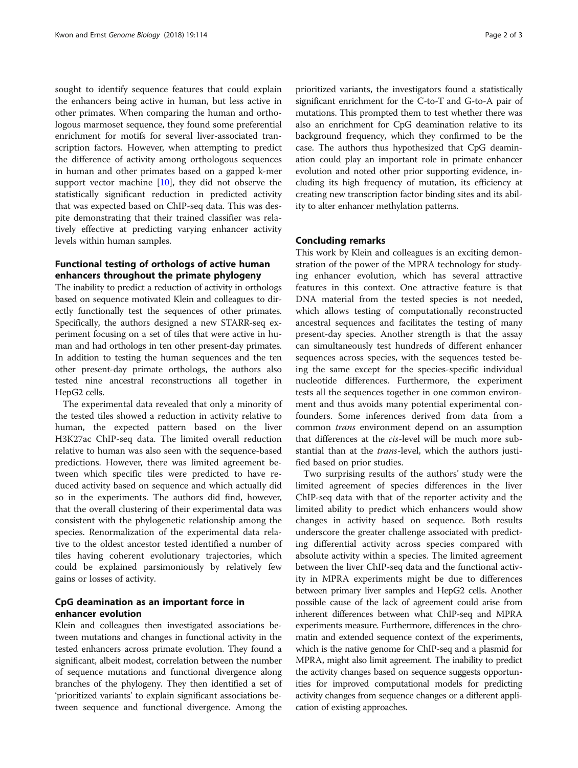sought to identify sequence features that could explain the enhancers being active in human, but less active in other primates. When comparing the human and orthologous marmoset sequence, they found some preferential enrichment for motifs for several liver-associated transcription factors. However, when attempting to predict the difference of activity among orthologous sequences in human and other primates based on a gapped k-mer support vector machine [10], they did not observe the statistically significant reduction in predicted activity that was expected based on ChIP-seq data. This was despite demonstrating that their trained classifier was relatively effective at predicting varying enhancer activity levels within human samples.

## Functional testing of orthologs of active human enhancers throughout the primate phylogeny

The inability to predict a reduction of activity in orthologs based on sequence motivated Klein and colleagues to directly functionally test the sequences of other primates. Specifically, the authors designed a new STARR-seq experiment focusing on a set of tiles that were active in human and had orthologs in ten other present-day primates. In addition to testing the human sequences and the ten other present-day primate orthologs, the authors also tested nine ancestral reconstructions all together in HepG2 cells.

The experimental data revealed that only a minority of the tested tiles showed a reduction in activity relative to human, the expected pattern based on the liver H3K27ac ChIP-seq data. The limited overall reduction relative to human was also seen with the sequence-based predictions. However, there was limited agreement between which specific tiles were predicted to have reduced activity based on sequence and which actually did so in the experiments. The authors did find, however, that the overall clustering of their experimental data was consistent with the phylogenetic relationship among the species. Renormalization of the experimental data relative to the oldest ancestor tested identified a number of tiles having coherent evolutionary trajectories, which could be explained parsimoniously by relatively few gains or losses of activity.

## CpG deamination as an important force in enhancer evolution

Klein and colleagues then investigated associations between mutations and changes in functional activity in the tested enhancers across primate evolution. They found a significant, albeit modest, correlation between the number of sequence mutations and functional divergence along branches of the phylogeny. They then identified a set of 'prioritized variants' to explain significant associations between sequence and functional divergence. Among the prioritized variants, the investigators found a statistically significant enrichment for the C-to-T and G-to-A pair of mutations. This prompted them to test whether there was also an enrichment for CpG deamination relative to its background frequency, which they confirmed to be the case. The authors thus hypothesized that CpG deamination could play an important role in primate enhancer evolution and noted other prior supporting evidence, including its high frequency of mutation, its efficiency at creating new transcription factor binding sites and its ability to alter enhancer methylation patterns.

## Concluding remarks

This work by Klein and colleagues is an exciting demonstration of the power of the MPRA technology for studying enhancer evolution, which has several attractive features in this context. One attractive feature is that DNA material from the tested species is not needed, which allows testing of computationally reconstructed ancestral sequences and facilitates the testing of many present-day species. Another strength is that the assay can simultaneously test hundreds of different enhancer sequences across species, with the sequences tested being the same except for the species-specific individual nucleotide differences. Furthermore, the experiment tests all the sequences together in one common environment and thus avoids many potential experimental confounders. Some inferences derived from data from a common *trans* environment depend on an assumption that differences at the *cis*-level will be much more substantial than at the *trans*-level, which the authors justified based on prior studies.

Two surprising results of the authors' study were the limited agreement of species differences in the liver ChIP-seq data with that of the reporter activity and the limited ability to predict which enhancers would show changes in activity based on sequence. Both results underscore the greater challenge associated with predicting differential activity across species compared with absolute activity within a species. The limited agreement between the liver ChIP-seq data and the functional activity in MPRA experiments might be due to differences between primary liver samples and HepG2 cells. Another possible cause of the lack of agreement could arise from inherent differences between what ChIP-seq and MPRA experiments measure. Furthermore, differences in the chromatin and extended sequence context of the experiments, which is the native genome for ChIP-seq and a plasmid for MPRA, might also limit agreement. The inability to predict the activity changes based on sequence suggests opportunities for improved computational models for predicting activity changes from sequence changes or a different application of existing approaches.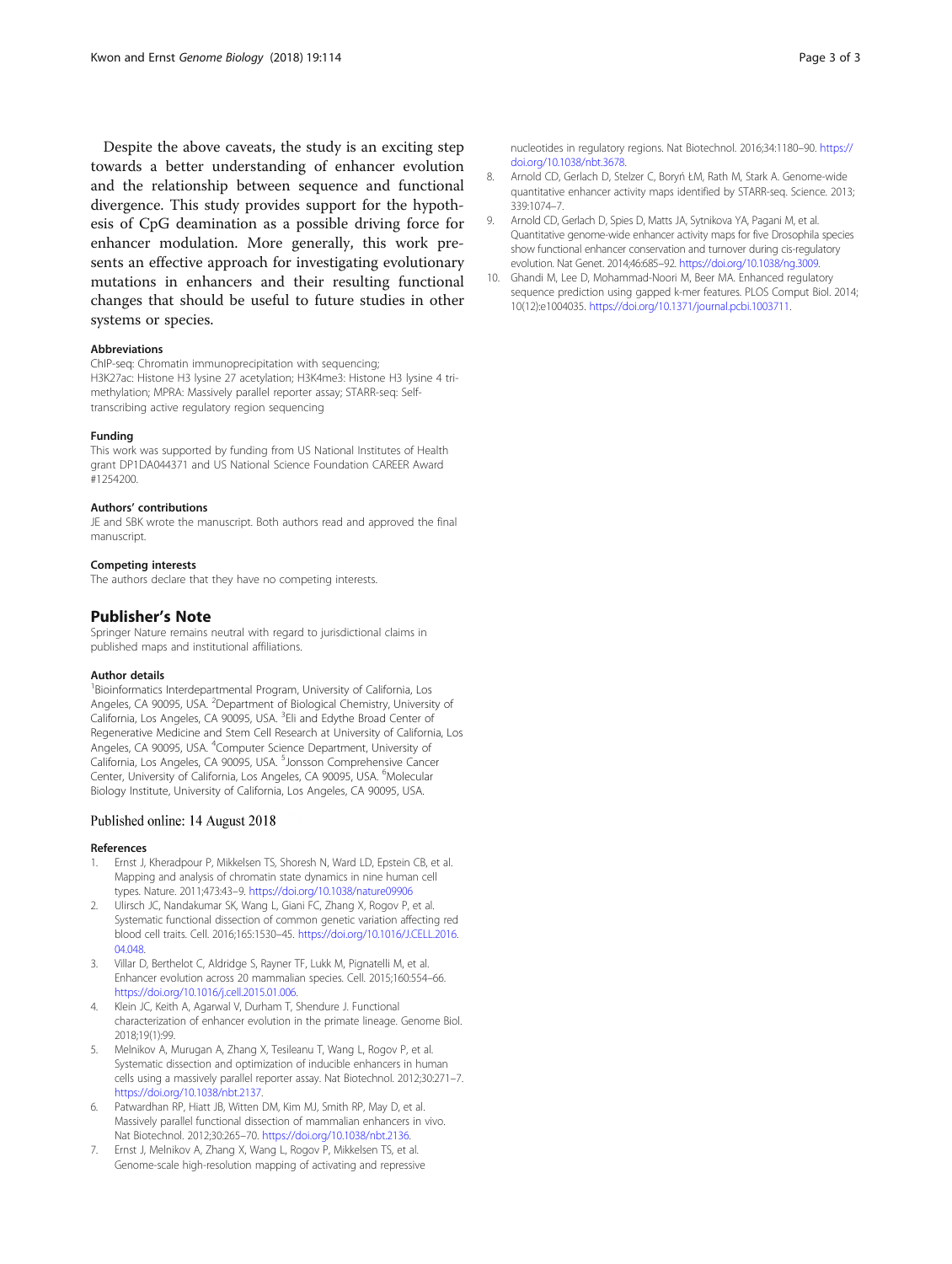Despite the above caveats, the study is an exciting step towards a better understanding of enhancer evolution and the relationship between sequence and functional divergence. This study provides support for the hypothesis of CpG deamination as a possible driving force for enhancer modulation. More generally, this work presents an effective approach for investigating evolutionary mutations in enhancers and their resulting functional changes that should be useful to future studies in other systems or species.

### Abbreviations

ChIP-seq: Chromatin immunoprecipitation with sequencing; H3K27ac: Histone H3 lysine 27 acetylation; H3K4me3: Histone H3 lysine 4 trimethylation; MPRA: Massively parallel reporter assay; STARR-seq: Self-transcribing active regulatory region sequencing

### Funding

This work was supported by funding from US National Institutes of Health grant DP1DA044371 and US National Science Foundation CAREER Award #1254200.

### Authors' contributions

JE and SBK wrote the manuscript. Both authors read and approved the final manuscript.

### Competing interests

The authors declare that they have no competing interests.

## Publisher's Note

Springer Nature remains neutral with regard to jurisdictional claims in published maps and institutional affiliations.

### Author details

[1]Bioinformatics Interdepartmental Program, University of California, Los Angeles, CA 90095, USA. [2]Department of Biological Chemistry, University of California, Los Angeles, CA 90095, USA. [3]Eli and Edythe Broad Center of Regenerative Medicine and Stem Cell Research at University of California, Los Angeles, CA 90095, USA. [4]Computer Science Department, University of California, Los Angeles, CA 90095, USA. [5]Jonsson Comprehensive Cancer Center, University of California, Los Angeles, CA 90095, USA. [6]Molecular Biology Institute, University of California, Los Angeles, CA 90095, USA.

Published online: 14 August 2018

### References

1. Ernst J, Kheradpour P, Mikkelsen TS, Shoresh N, Ward LD, Epstein CB, et al. Mapping and analysis of chromatin state dynamics in nine human cell types. Nature. 2011;473:43–9. https://doi.org/10.1038/nature09906
2. Ulirsch JC, Nandakumar SK, Wang L, Giani FC, Zhang X, Rogov P, et al. Systematic functional dissection of common genetic variation affecting red blood cell traits. Cell. 2016;165:1530–45. https://doi.org/10.1016/J.CELL.2016.04.048.
3. Villar D, Berthelot C, Aldridge S, Rayner TF, Lukk M, Pignatelli M, et al. Enhancer evolution across 20 mammalian species. Cell. 2015;160:554–66. https://doi.org/10.1016/j.cell.2015.01.006.
4. Klein JC, Keith A, Agarwal V, Durham T, Shendure J. Functional characterization of enhancer evolution in the primate lineage. Genome Biol. 2018;19(1):99.
5. Melnikov A, Murugan A, Zhang X, Tesileanu T, Wang L, Rogov P, et al. Systematic dissection and optimization of inducible enhancers in human cells using a massively parallel reporter assay. Nat Biotechnol. 2012;30:271–7. https://doi.org/10.1038/nbt.2137.
6. Patwardhan RP, Hiatt JB, Witten DM, Kim MJ, Smith RP, May D, et al. Massively parallel functional dissection of mammalian enhancers in vivo. Nat Biotechnol. 2012;30:265–70. https://doi.org/10.1038/nbt.2136.
7. Ernst J, Melnikov A, Zhang X, Wang L, Rogov P, Mikkelsen TS, et al. Genome-scale high-resolution mapping of activating and repressive nucleotides in regulatory regions. Nat Biotechnol. 2016;34:1180–90. https://doi.org/10.1038/nbt.3678.
8. Arnold CD, Gerlach D, Stelzer C, Boryń ŁM, Rath M, Stark A. Genome-wide quantitative enhancer activity maps identified by STARR-seq. Science. 2013;339:1074–7.
9. Arnold CD, Gerlach D, Spies D, Matts JA, Sytnikova YA, Pagani M, et al. Quantitative genome-wide enhancer activity maps for five Drosophila species show functional enhancer conservation and turnover during cis-regulatory evolution. Nat Genet. 2014;46:685–92. https://doi.org/10.1038/ng.3009.
10. Ghandi M, Lee D, Mohammad-Noori M, Beer MA. Enhanced regulatory sequence prediction using gapped k-mer features. PLOS Comput Biol. 2014;10(12):e1004035. https://doi.org/10.1371/journal.pcbi.1003711.